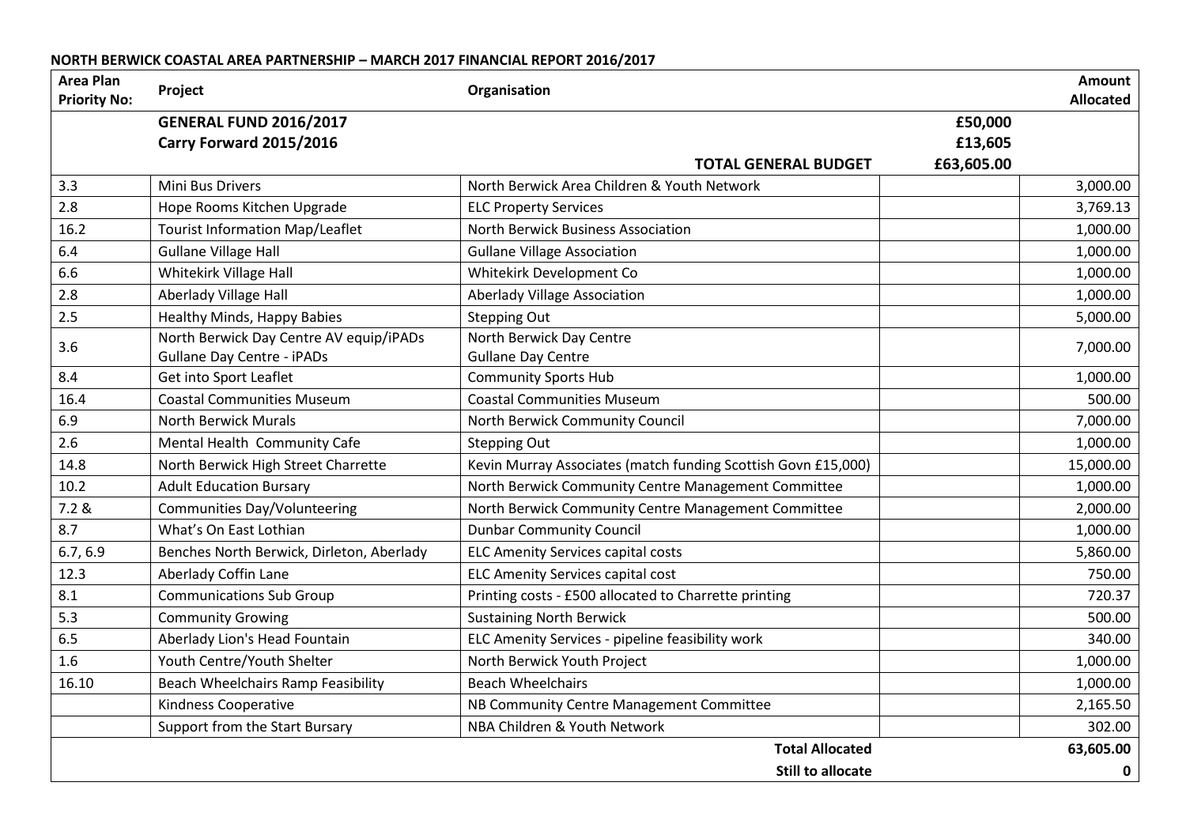**NORTH BERWICK COASTAL AREA PARTNERSHIP – MARCH 2017 FINANCIAL REPORT 2016/2017**

| Area Plan Priority No: | Project | Organisation | | Amount Allocated |
|---|---|---|---|---|
| | **GENERAL FUND 2016/2017** | | **£50,000** | |
| | **Carry Forward 2015/2016** | | **£13,605** | |
| | | **TOTAL GENERAL BUDGET** | **£63,605.00** | |
| 3.3 | Mini Bus Drivers | North Berwick Area Children & Youth Network | | 3,000.00 |
| 2.8 | Hope Rooms Kitchen Upgrade | ELC Property Services | | 3,769.13 |
| 16.2 | Tourist Information Map/Leaflet | North Berwick Business Association | | 1,000.00 |
| 6.4 | Gullane Village Hall | Gullane Village Association | | 1,000.00 |
| 6.6 | Whitekirk Village Hall | Whitekirk Development Co | | 1,000.00 |
| 2.8 | Aberlady Village Hall | Aberlady Village Association | | 1,000.00 |
| 2.5 | Healthy Minds, Happy Babies | Stepping Out | | 5,000.00 |
| 3.6 | North Berwick Day Centre AV equip/iPADs<br>Gullane Day Centre - iPADs | North Berwick Day Centre<br>Gullane Day Centre | | 7,000.00 |
| 8.4 | Get into Sport Leaflet | Community Sports Hub | | 1,000.00 |
| 16.4 | Coastal Communities Museum | Coastal Communities Museum | | 500.00 |
| 6.9 | North Berwick Murals | North Berwick Community Council | | 7,000.00 |
| 2.6 | Mental Health Community Cafe | Stepping Out | | 1,000.00 |
| 14.8 | North Berwick High Street Charrette | Kevin Murray Associates (match funding Scottish Govn £15,000) | | 15,000.00 |
| 10.2 | Adult Education Bursary | North Berwick Community Centre Management Committee | | 1,000.00 |
| 7.2 & | Communities Day/Volunteering | North Berwick Community Centre Management Committee | | 2,000.00 |
| 8.7 | What's On East Lothian | Dunbar Community Council | | 1,000.00 |
| 6.7, 6.9 | Benches North Berwick, Dirleton, Aberlady | ELC Amenity Services capital costs | | 5,860.00 |
| 12.3 | Aberlady Coffin Lane | ELC Amenity Services capital cost | | 750.00 |
| 8.1 | Communications Sub Group | Printing costs - £500 allocated to Charrette printing | | 720.37 |
| 5.3 | Community Growing | Sustaining North Berwick | | 500.00 |
| 6.5 | Aberlady Lion's Head Fountain | ELC Amenity Services - pipeline feasibility work | | 340.00 |
| 1.6 | Youth Centre/Youth Shelter | North Berwick Youth Project | | 1,000.00 |
| 16.10 | Beach Wheelchairs Ramp Feasibility | Beach Wheelchairs | | 1,000.00 |
| | Kindness Cooperative | NB Community Centre Management Committee | | 2,165.50 |
| | Support from the Start Bursary | NBA Children & Youth Network | | 302.00 |
| | | **Total Allocated** | | **63,605.00** |
| | | **Still to allocate** | | **0** |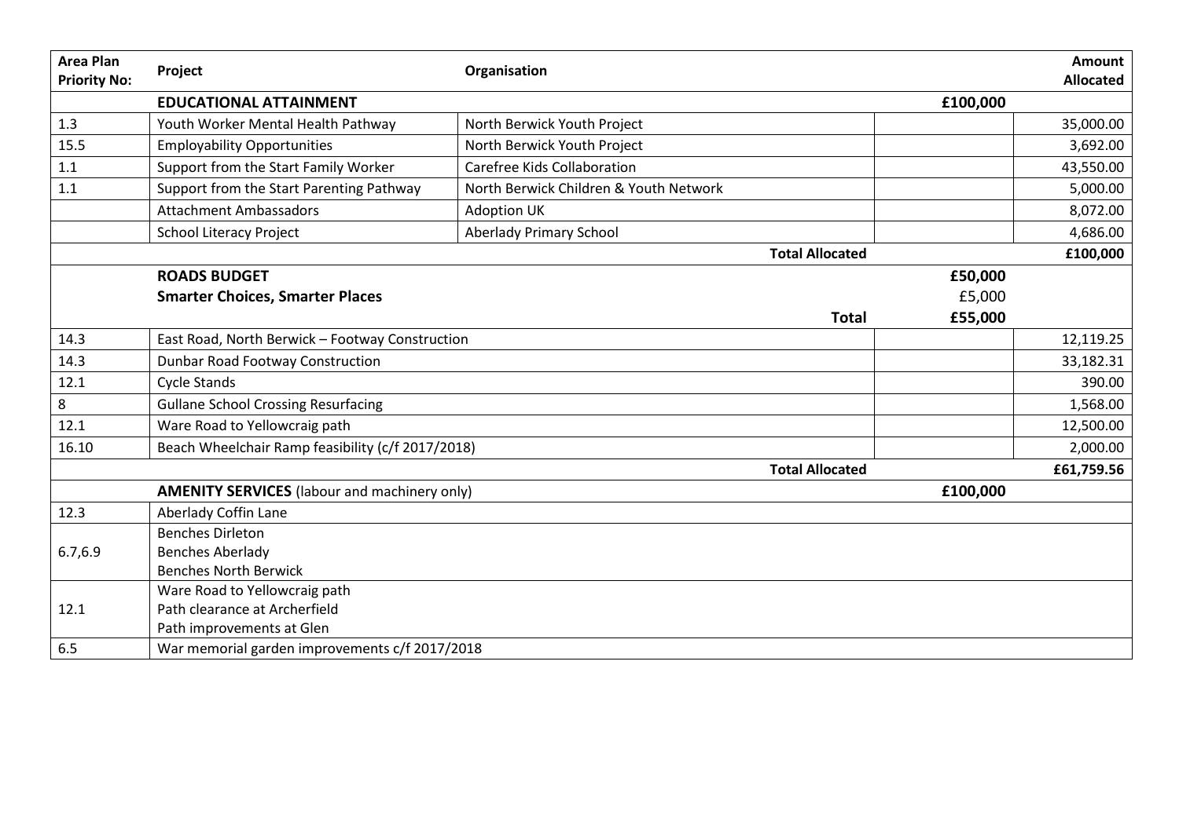| Area Plan Priority No: | Project | Organisation | | Amount Allocated |
|---|---|---|---|---|
| | **EDUCATIONAL ATTAINMENT** | | **£100,000** | |
| 1.3 | Youth Worker Mental Health Pathway | North Berwick Youth Project | | 35,000.00 |
| 15.5 | Employability Opportunities | North Berwick Youth Project | | 3,692.00 |
| 1.1 | Support from the Start Family Worker | Carefree Kids Collaboration | | 43,550.00 |
| 1.1 | Support from the Start Parenting Pathway | North Berwick Children & Youth Network | | 5,000.00 |
| | Attachment Ambassadors | Adoption UK | | 8,072.00 |
| | School Literacy Project | Aberlady Primary School | | 4,686.00 |
| | | **Total Allocated** | | **£100,000** |
| | **ROADS BUDGET** | | **£50,000** | |
| | **Smarter Choices, Smarter Places** | | £5,000 | |
| | | **Total** | **£55,000** | |
| 14.3 | East Road, North Berwick – Footway Construction | | | 12,119.25 |
| 14.3 | Dunbar Road Footway Construction | | | 33,182.31 |
| 12.1 | Cycle Stands | | | 390.00 |
| 8 | Gullane School Crossing Resurfacing | | | 1,568.00 |
| 12.1 | Ware Road to Yellowcraig path | | | 12,500.00 |
| 16.10 | Beach Wheelchair Ramp feasibility (c/f 2017/2018) | | | 2,000.00 |
| | | **Total Allocated** | | **£61,759.56** |
| | **AMENITY SERVICES** (labour and machinery only) | | **£100,000** | |
| 12.3 | Aberlady Coffin Lane | | | |
| 6.7,6.9 | Benches Dirleton<br>Benches Aberlady<br>Benches North Berwick | | | |
| 12.1 | Ware Road to Yellowcraig path<br>Path clearance at Archerfield<br>Path improvements at Glen | | | |
| 6.5 | War memorial garden improvements c/f 2017/2018 | | | |